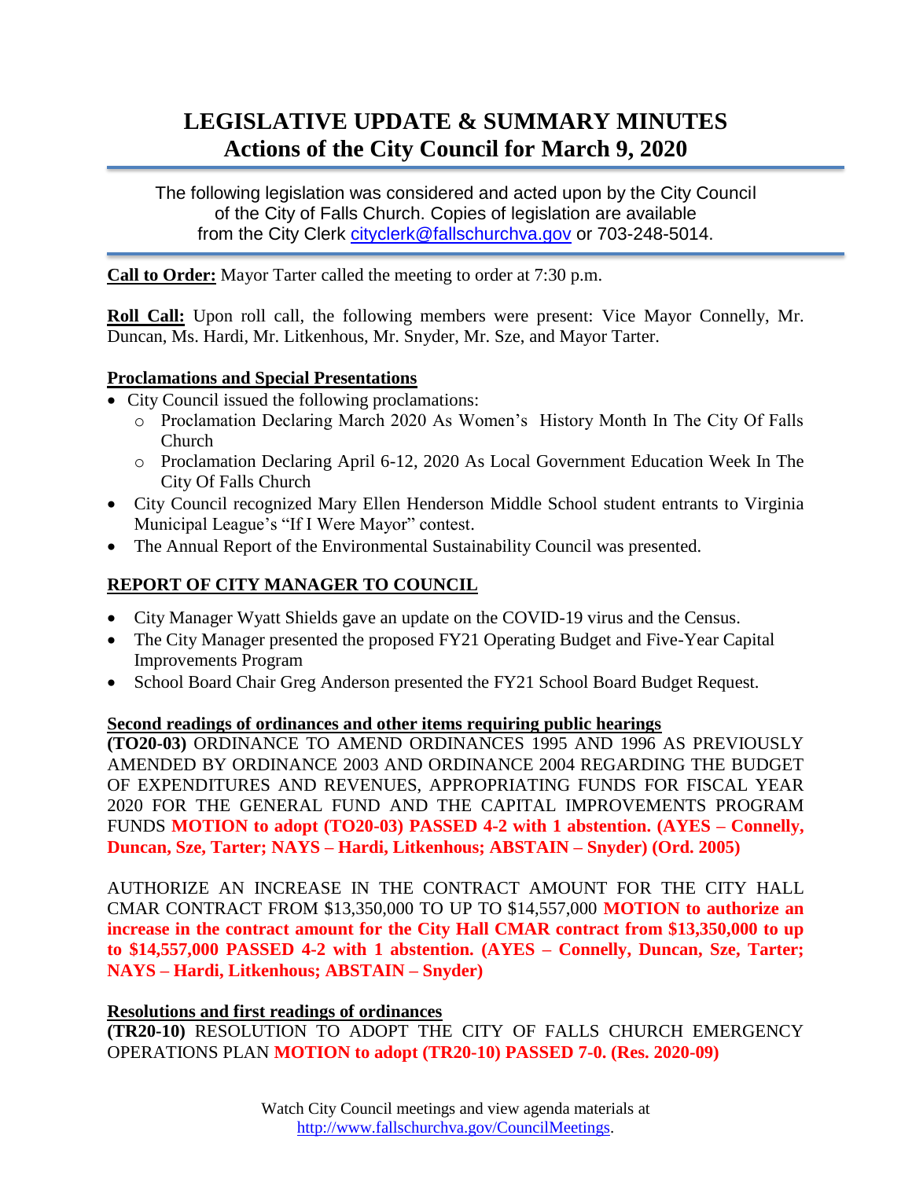# LEGISLATIVE UPDATE & SUMMARY MINUTES
## Actions of the City Council for March 9, 2020

The following legislation was considered and acted upon by the City Council of the City of Falls Church. Copies of legislation are available from the City Clerk cityclerk@fallschurchva.gov or 703-248-5014.

**Call to Order:** Mayor Tarter called the meeting to order at 7:30 p.m.

**Roll Call:** Upon roll call, the following members were present: Vice Mayor Connelly, Mr. Duncan, Ms. Hardi, Mr. Litkenhous, Mr. Snyder, Mr. Sze, and Mayor Tarter.

**Proclamations and Special Presentations**

- City Council issued the following proclamations:
  - Proclamation Declaring March 2020 As Women's History Month In The City Of Falls Church
  - Proclamation Declaring April 6-12, 2020 As Local Government Education Week In The City Of Falls Church
- City Council recognized Mary Ellen Henderson Middle School student entrants to Virginia Municipal League's "If I Were Mayor" contest.
- The Annual Report of the Environmental Sustainability Council was presented.

**REPORT OF CITY MANAGER TO COUNCIL**

- City Manager Wyatt Shields gave an update on the COVID-19 virus and the Census.
- The City Manager presented the proposed FY21 Operating Budget and Five-Year Capital Improvements Program
- School Board Chair Greg Anderson presented the FY21 School Board Budget Request.

**Second readings of ordinances and other items requiring public hearings**

**(TO20-03)** ORDINANCE TO AMEND ORDINANCES 1995 AND 1996 AS PREVIOUSLY AMENDED BY ORDINANCE 2003 AND ORDINANCE 2004 REGARDING THE BUDGET OF EXPENDITURES AND REVENUES, APPROPRIATING FUNDS FOR FISCAL YEAR 2020 FOR THE GENERAL FUND AND THE CAPITAL IMPROVEMENTS PROGRAM FUNDS **MOTION to adopt (TO20-03) PASSED 4-2 with 1 abstention. (AYES – Connelly, Duncan, Sze, Tarter; NAYS – Hardi, Litkenhous; ABSTAIN – Snyder) (Ord. 2005)**

AUTHORIZE AN INCREASE IN THE CONTRACT AMOUNT FOR THE CITY HALL CMAR CONTRACT FROM $13,350,000 TO UP TO $14,557,000 **MOTION to authorize an increase in the contract amount for the City Hall CMAR contract from $13,350,000 to up to $14,557,000 PASSED 4-2 with 1 abstention. (AYES – Connelly, Duncan, Sze, Tarter; NAYS – Hardi, Litkenhous; ABSTAIN – Snyder)**

**Resolutions and first readings of ordinances**

**(TR20-10)** RESOLUTION TO ADOPT THE CITY OF FALLS CHURCH EMERGENCY OPERATIONS PLAN **MOTION to adopt (TR20-10) PASSED 7-0. (Res. 2020-09)**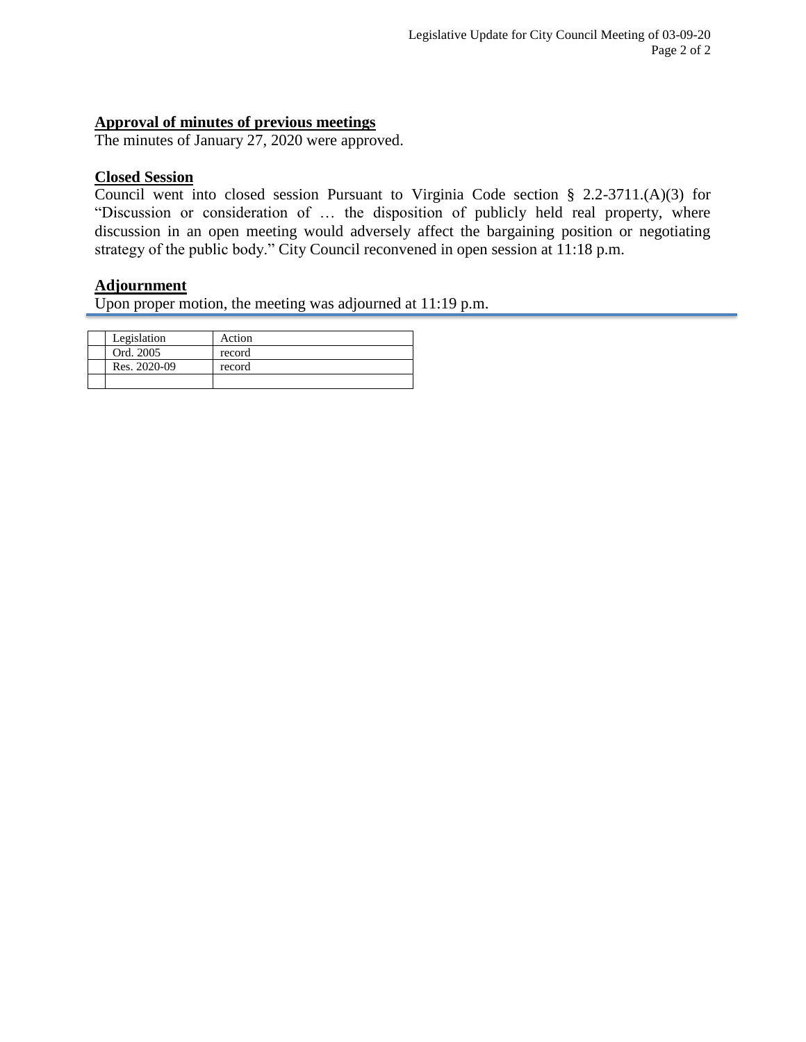**Approval of minutes of previous meetings**

The minutes of January 27, 2020 were approved.

**Closed Session**

Council went into closed session Pursuant to Virginia Code section § 2.2-3711.(A)(3) for "Discussion or consideration of … the disposition of publicly held real property, where discussion in an open meeting would adversely affect the bargaining position or negotiating strategy of the public body." City Council reconvened in open session at 11:18 p.m.

**Adjournment**

Upon proper motion, the meeting was adjourned at 11:19 p.m.

| | Legislation | Action |
|---|---|---|
| | Ord. 2005 | record |
| | Res. 2020-09 | record |
| | | |